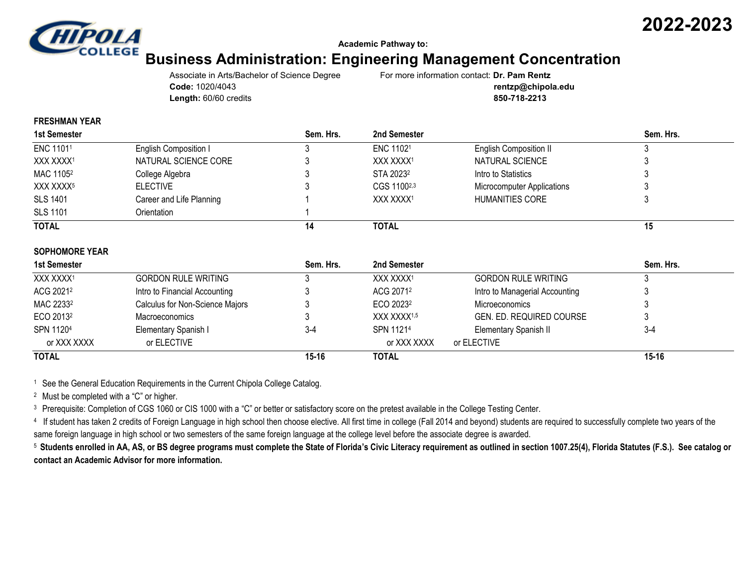**2022-2023**

**Academic Pathway to:**

# Business Administration: Engineering Management Concentration

Associate in Arts/Bachelor of Science Degree
**Code:** 1020/4043
**Length:** 60/60 credits

For more information contact: **Dr. Pam Rentz**
**rentzp@chipola.edu**
**850-718-2213**

**FRESHMAN YEAR**

| 1st Semester | | Sem. Hrs. | 2nd Semester | | Sem. Hrs. |
|---|---|---|---|---|---|
| ENC 1101[1] | English Composition I | 3 | ENC 1102[1] | English Composition II | 3 |
| XXX XXXX[1] | NATURAL SCIENCE CORE | 3 | XXX XXXX[1] | NATURAL SCIENCE | 3 |
| MAC 1105[2] | College Algebra | 3 | STA 2023[2] | Intro to Statistics | 3 |
| XXX XXXX[5] | ELECTIVE | 3 | CGS 1100[2,3] | Microcomputer Applications | 3 |
| SLS 1401 | Career and Life Planning | 1 | XXX XXXX[1] | HUMANITIES CORE | 3 |
| SLS 1101 | Orientation | 1 | | | |
| **TOTAL** | | **14** | **TOTAL** | | **15** |

**SOPHOMORE YEAR**

| 1st Semester | | Sem. Hrs. | 2nd Semester | | Sem. Hrs. |
|---|---|---|---|---|---|
| XXX XXXX[1] | GORDON RULE WRITING | 3 | XXX XXXX[1] | GORDON RULE WRITING | 3 |
| ACG 2021[2] | Intro to Financial Accounting | 3 | ACG 2071[2] | Intro to Managerial Accounting | 3 |
| MAC 2233[2] | Calculus for Non-Science Majors | 3 | ECO 2023[2] | Microeconomics | 3 |
| ECO 2013[2] | Macroeconomics | 3 | XXX XXXX[1,5] | GEN. ED. REQUIRED COURSE | 3 |
| SPN 1120[4] | Elementary Spanish I | 3-4 | SPN 1121[4] | Elementary Spanish II | 3-4 |
| or XXX XXXX | or ELECTIVE | | or XXX XXXX | or ELECTIVE | |
| **TOTAL** | | **15-16** | **TOTAL** | | **15-16** |

[1] See the General Education Requirements in the Current Chipola College Catalog.

[2] Must be completed with a "C" or higher.

[3] Prerequisite: Completion of CGS 1060 or CIS 1000 with a "C" or better or satisfactory score on the pretest available in the College Testing Center.

[4] If student has taken 2 credits of Foreign Language in high school then choose elective. All first time in college (Fall 2014 and beyond) students are required to successfully complete two years of the same foreign language in high school or two semesters of the same foreign language at the college level before the associate degree is awarded.

[5] **Students enrolled in AA, AS, or BS degree programs must complete the State of Florida's Civic Literacy requirement as outlined in section 1007.25(4), Florida Statutes (F.S.). See catalog or contact an Academic Advisor for more information.**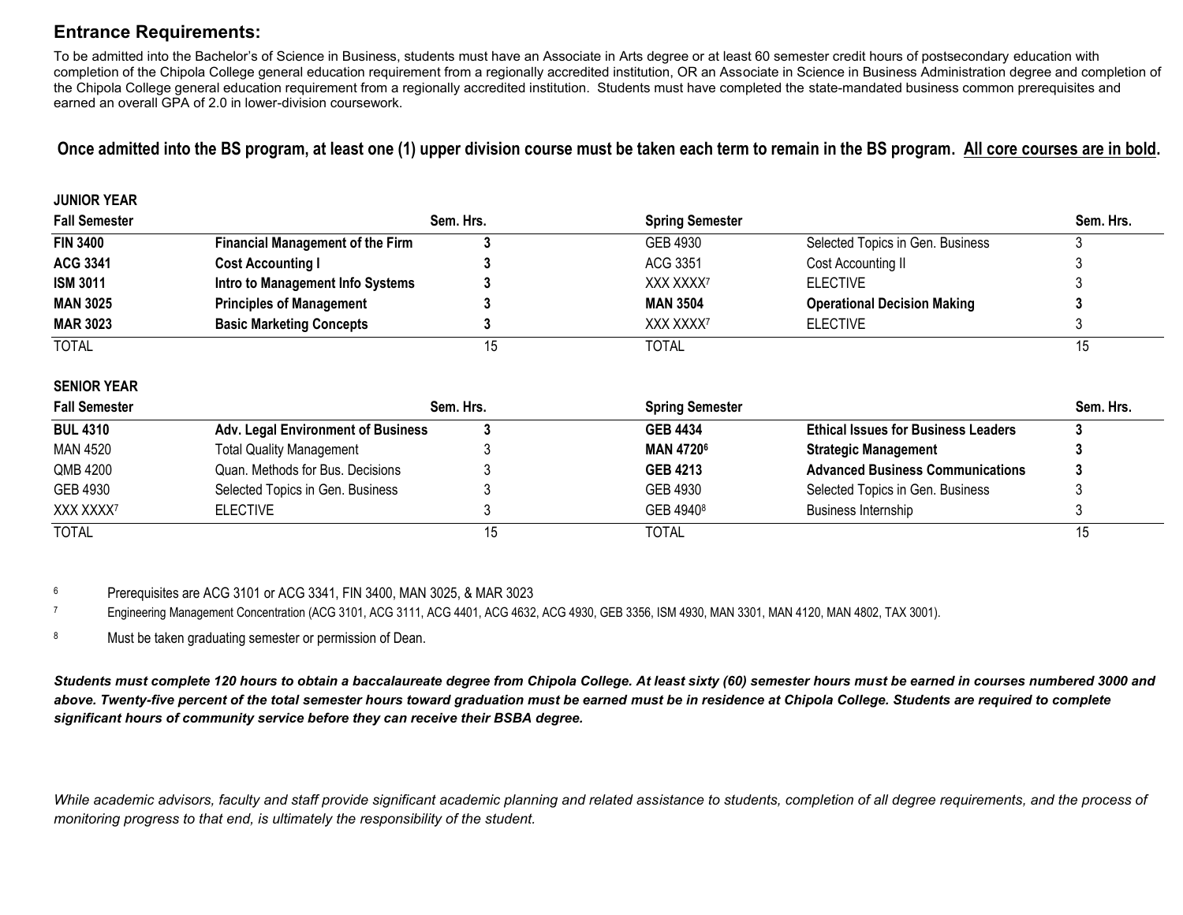## Entrance Requirements:

To be admitted into the Bachelor's of Science in Business, students must have an Associate in Arts degree or at least 60 semester credit hours of postsecondary education with completion of the Chipola College general education requirement from a regionally accredited institution, OR an Associate in Science in Business Administration degree and completion of the Chipola College general education requirement from a regionally accredited institution. Students must have completed the state-mandated business common prerequisites and earned an overall GPA of 2.0 in lower-division coursework.

**Once admitted into the BS program, at least one (1) upper division course must be taken each term to remain in the BS program. <u>All core courses are in bold</u>.**

**JUNIOR YEAR**

| **Fall Semester** | | **Sem. Hrs.** | **Spring Semester** | | **Sem. Hrs.** |
|---|---|---|---|---|---|
| **FIN 3400** | **Financial Management of the Firm** | **3** | GEB 4930 | Selected Topics in Gen. Business | 3 |
| **ACG 3341** | **Cost Accounting I** | **3** | ACG 3351 | Cost Accounting II | 3 |
| **ISM 3011** | **Intro to Management Info Systems** | **3** | XXX XXXX[7] | ELECTIVE | 3 |
| **MAN 3025** | **Principles of Management** | **3** | **MAN 3504** | **Operational Decision Making** | **3** |
| **MAR 3023** | **Basic Marketing Concepts** | **3** | XXX XXXX[7] | ELECTIVE | 3 |
| TOTAL | | 15 | TOTAL | | 15 |

**SENIOR YEAR**

| **Fall Semester** | | **Sem. Hrs.** | **Spring Semester** | | **Sem. Hrs.** |
|---|---|---|---|---|---|
| **BUL 4310** | **Adv. Legal Environment of Business** | **3** | **GEB 4434** | **Ethical Issues for Business Leaders** | **3** |
| MAN 4520 | Total Quality Management | 3 | **MAN 4720[6]** | **Strategic Management** | **3** |
| QMB 4200 | Quan. Methods for Bus. Decisions | 3 | **GEB 4213** | **Advanced Business Communications** | **3** |
| GEB 4930 | Selected Topics in Gen. Business | 3 | GEB 4930 | Selected Topics in Gen. Business | 3 |
| XXX XXXX[7] | ELECTIVE | 3 | GEB 4940[8] | Business Internship | 3 |
| TOTAL | | 15 | TOTAL | | 15 |

[6] Prerequisites are ACG 3101 or ACG 3341, FIN 3400, MAN 3025, & MAR 3023

[7] Engineering Management Concentration (ACG 3101, ACG 3111, ACG 4401, ACG 4632, ACG 4930, GEB 3356, ISM 4930, MAN 3301, MAN 4120, MAN 4802, TAX 3001).

[8] Must be taken graduating semester or permission of Dean.

***Students must complete 120 hours to obtain a baccalaureate degree from Chipola College. At least sixty (60) semester hours must be earned in courses numbered 3000 and above. Twenty-five percent of the total semester hours toward graduation must be earned must be in residence at Chipola College. Students are required to complete significant hours of community service before they can receive their BSBA degree.***

*While academic advisors, faculty and staff provide significant academic planning and related assistance to students, completion of all degree requirements, and the process of monitoring progress to that end, is ultimately the responsibility of the student.*